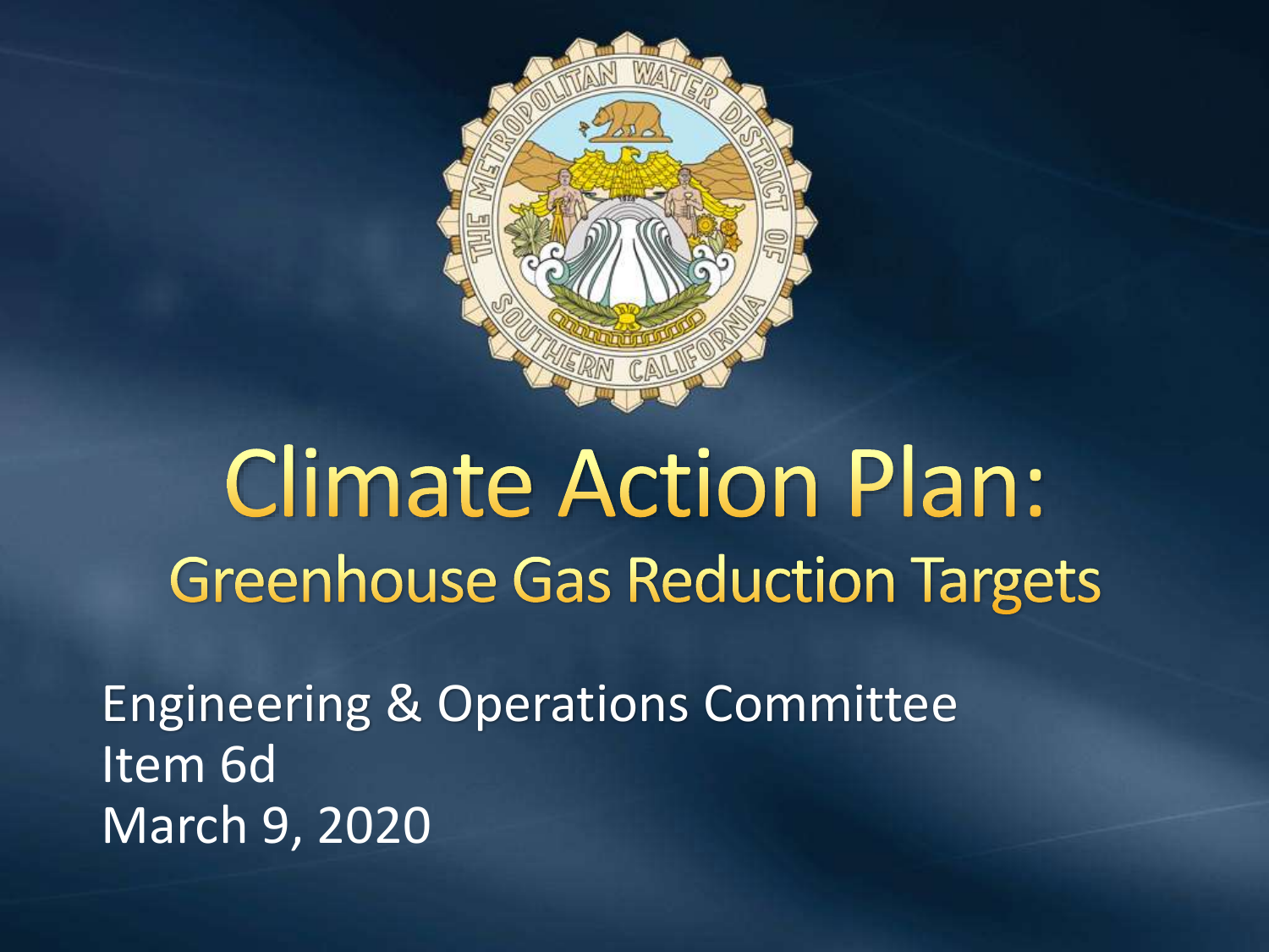# Climate Action Plan:

## Greenhouse Gas Reduction Targets

Engineering & Operations Committee
Item 6d
March 9, 2020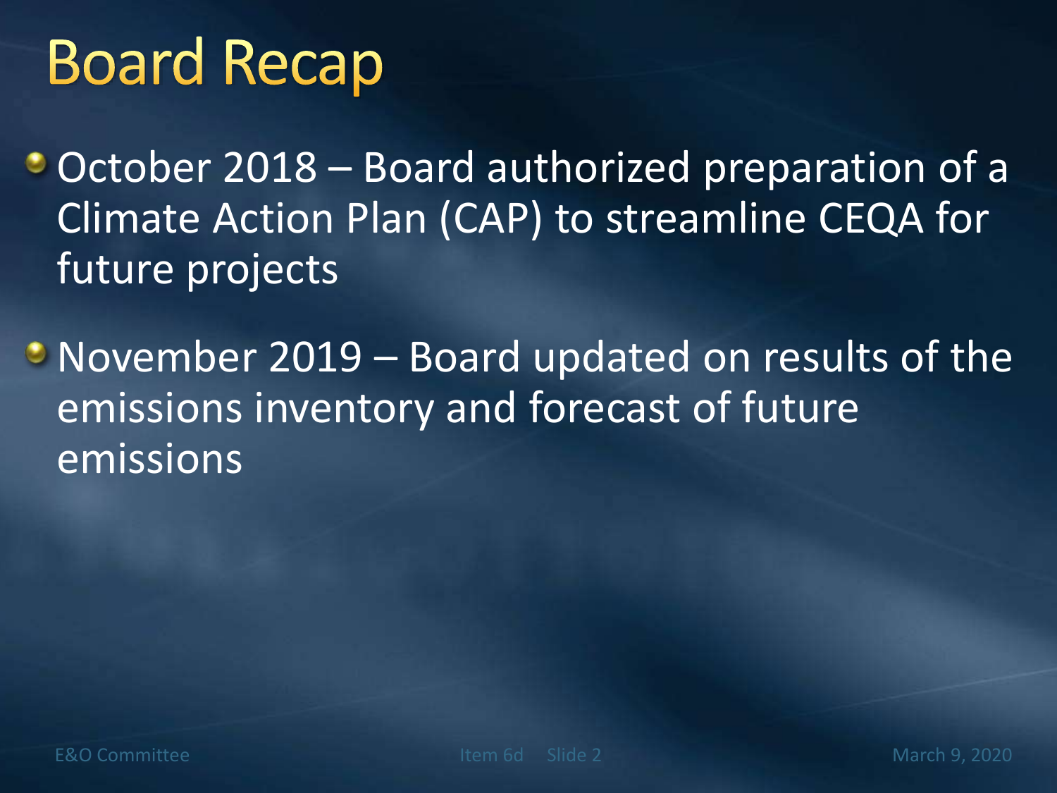# Board Recap

- October 2018 – Board authorized preparation of a Climate Action Plan (CAP) to streamline CEQA for future projects
- November 2019 – Board updated on results of the emissions inventory and forecast of future emissions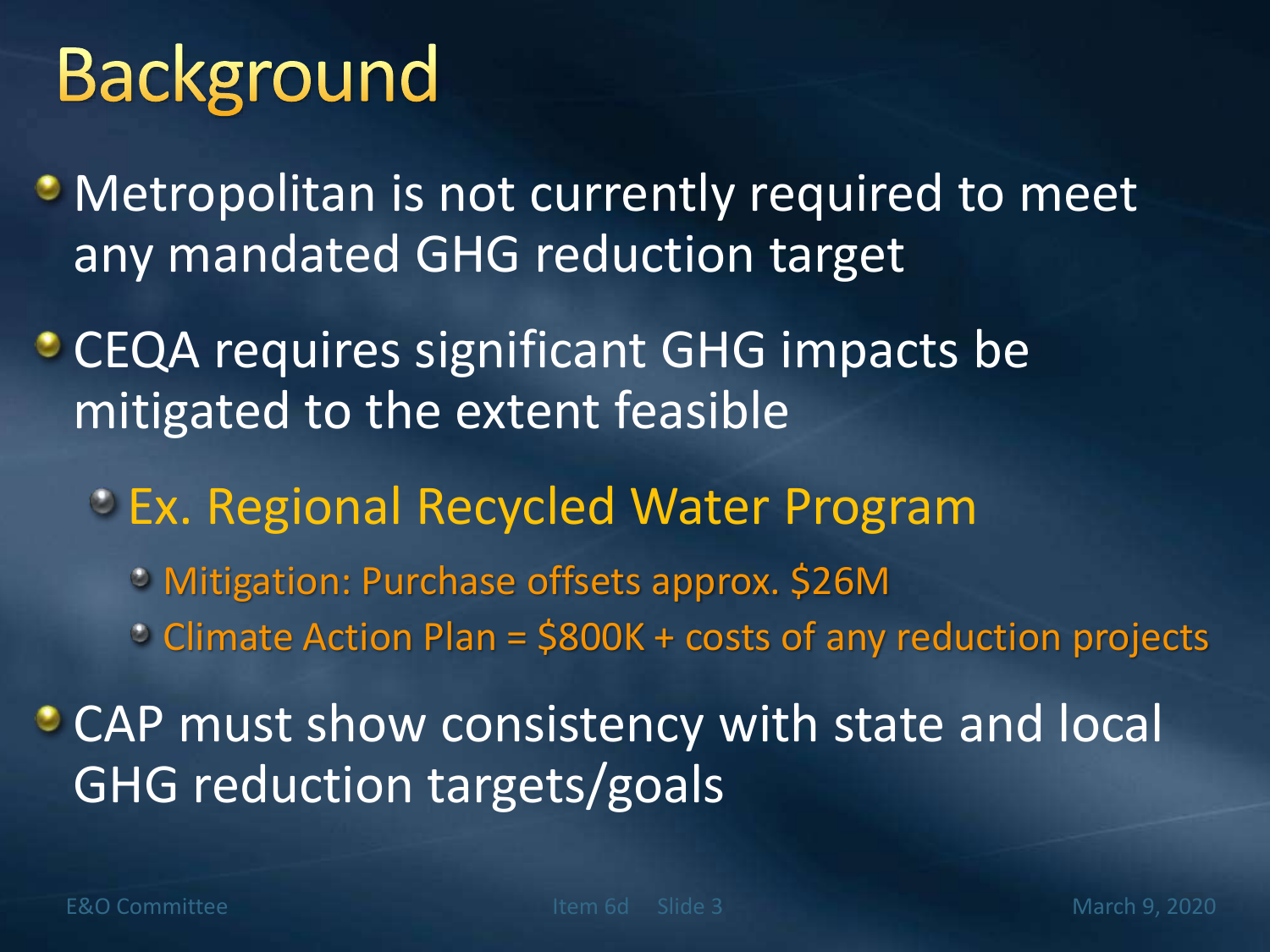# Background

- Metropolitan is not currently required to meet any mandated GHG reduction target
- CEQA requires significant GHG impacts be mitigated to the extent feasible
  - Ex. Regional Recycled Water Program
    - Mitigation: Purchase offsets approx. $26M
    - Climate Action Plan = $800K + costs of any reduction projects
- CAP must show consistency with state and local GHG reduction targets/goals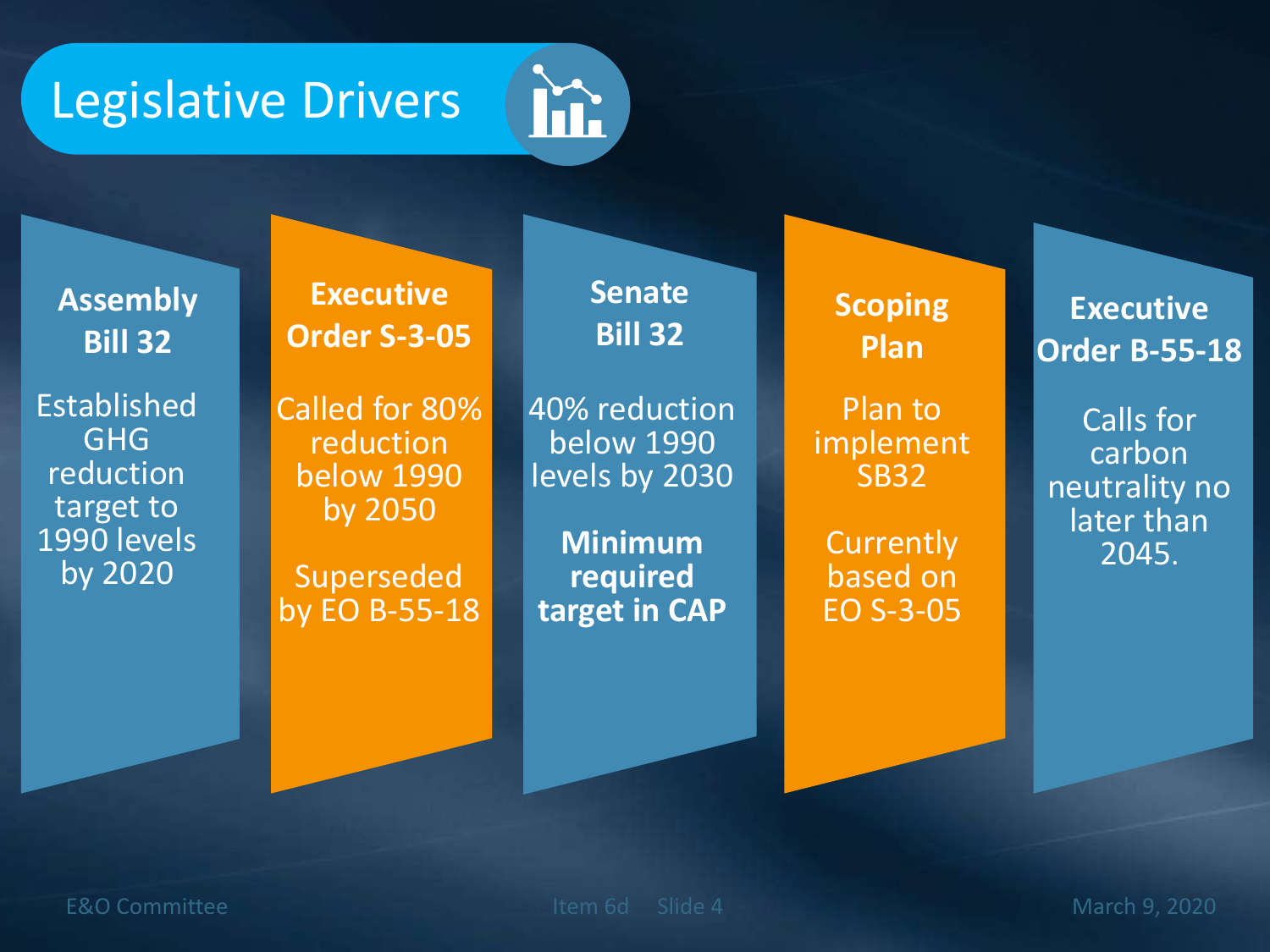# Legislative Drivers

### Assembly Bill 32

Established GHG reduction target to 1990 levels by 2020

### Executive Order S-3-05

Called for 80% reduction below 1990 by 2050

Superseded by EO B-55-18

### Senate Bill 32

40% reduction below 1990 levels by 2030

**Minimum required target in CAP**

### Scoping Plan

Plan to implement SB32

Currently based on EO S-3-05

### Executive Order B-55-18

Calls for carbon neutrality no later than 2045.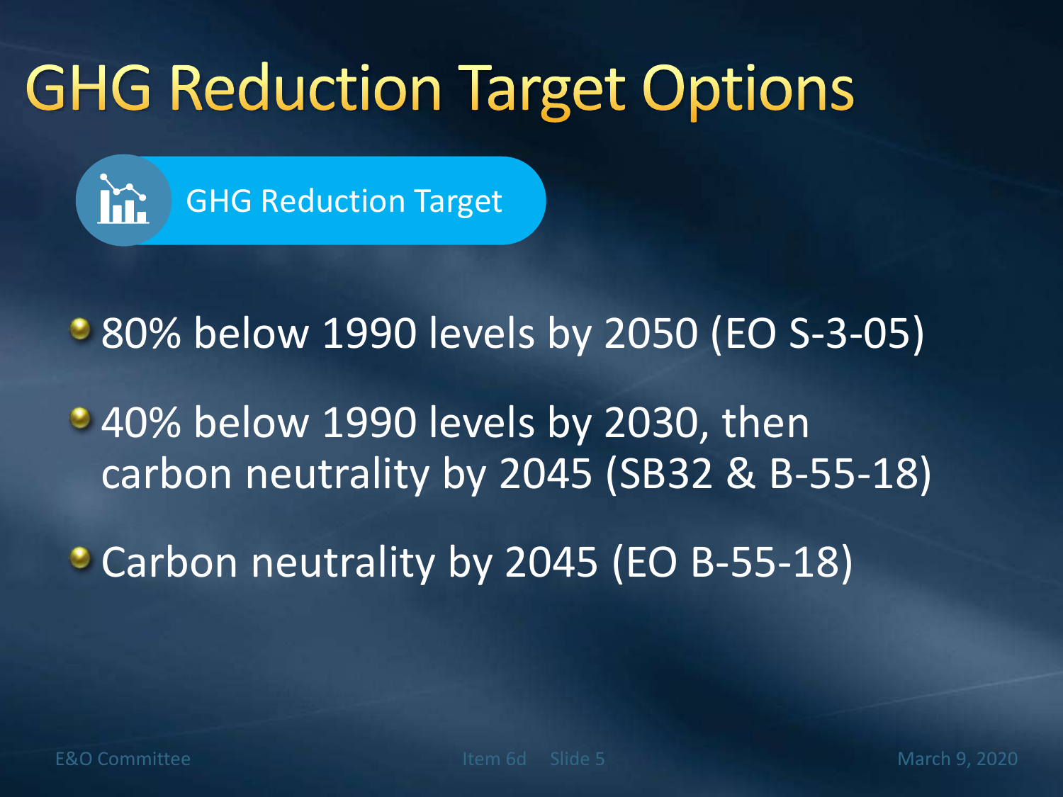# GHG Reduction Target Options

## GHG Reduction Target

- 80% below 1990 levels by 2050 (EO S-3-05)
- 40% below 1990 levels by 2030, then carbon neutrality by 2045 (SB32 & B-55-18)
- Carbon neutrality by 2045 (EO B-55-18)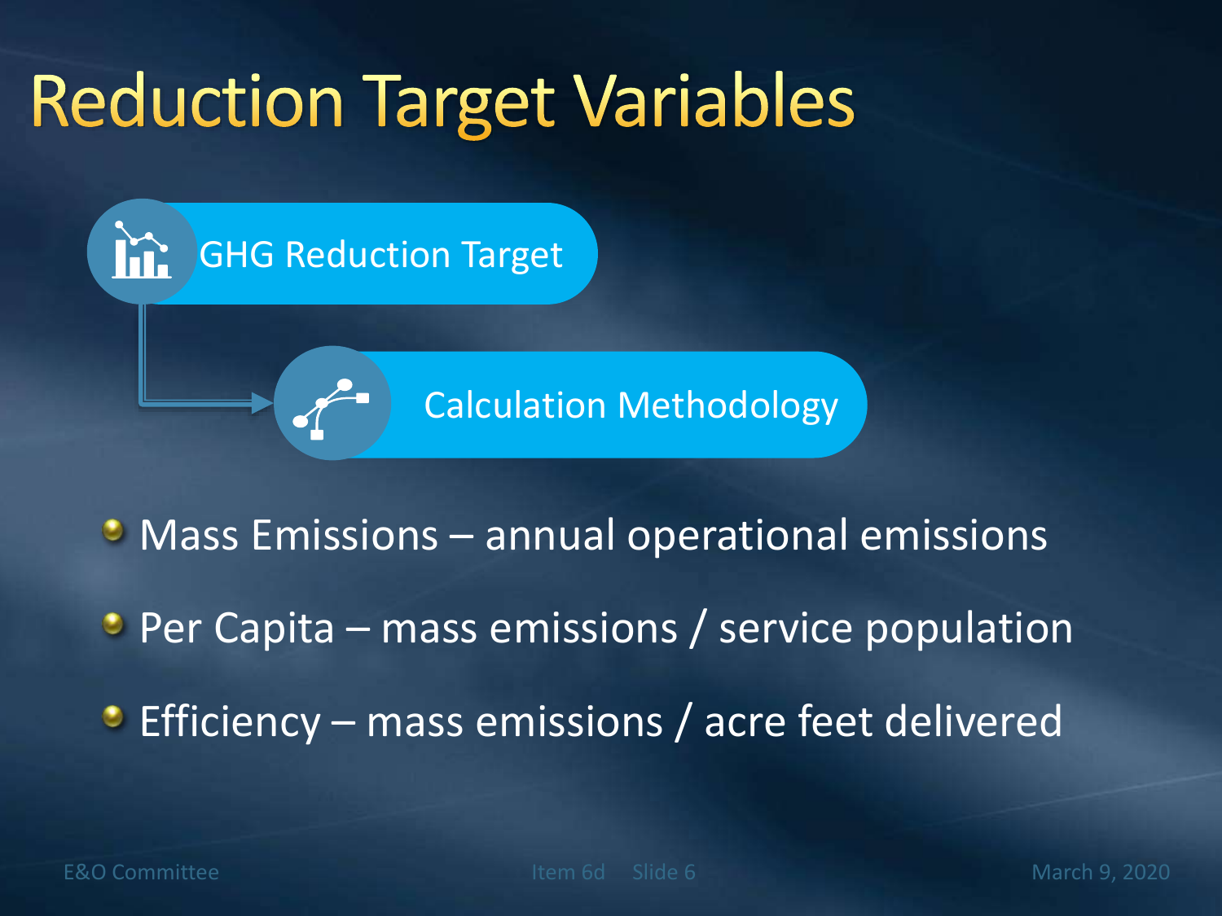# Reduction Target Variables

- GHG Reduction Target
  - Calculation Methodology

- Mass Emissions – annual operational emissions
- Per Capita – mass emissions / service population
- Efficiency – mass emissions / acre feet delivered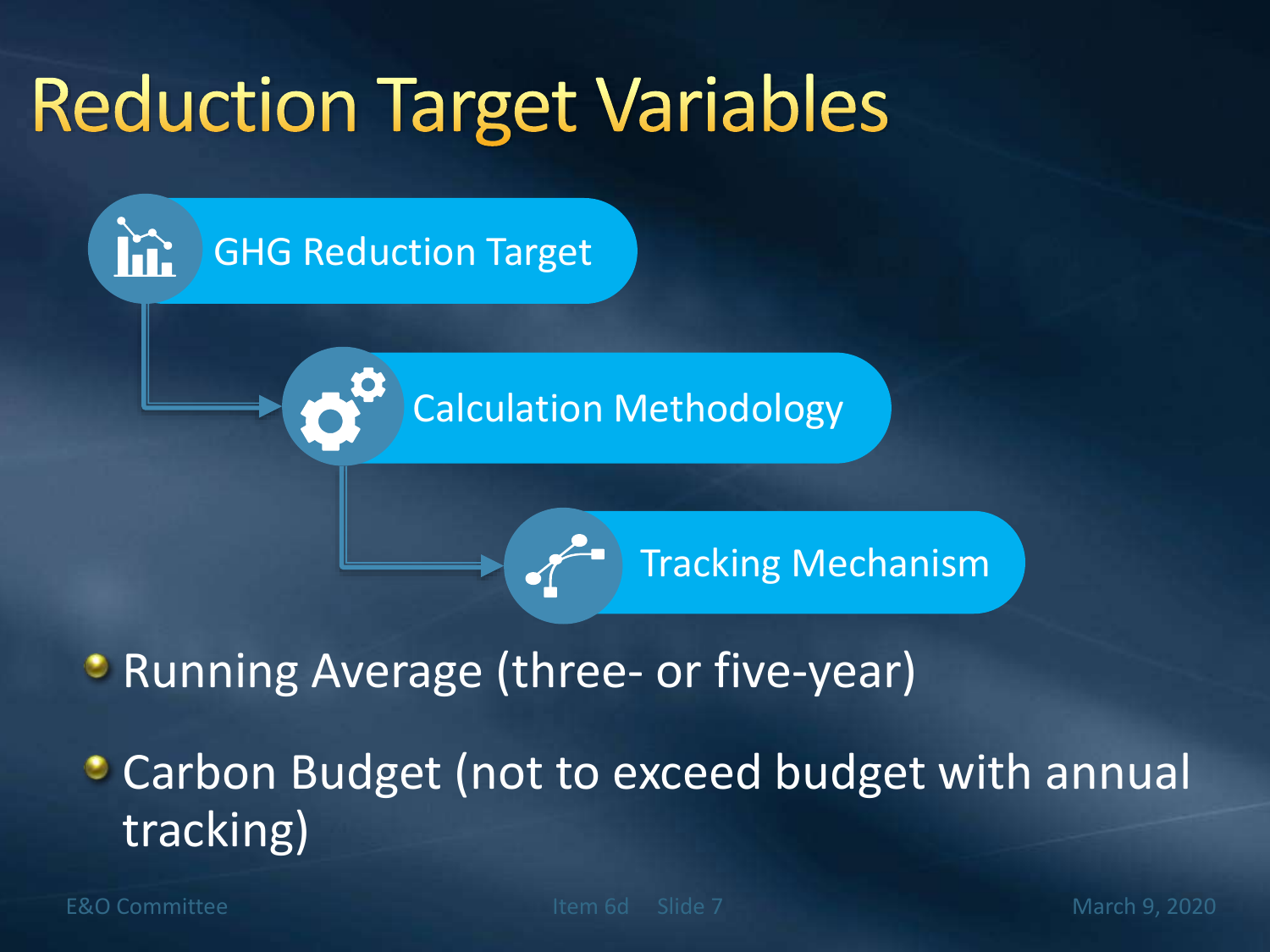# Reduction Target Variables

- GHG Reduction Target
- Calculation Methodology
- Tracking Mechanism

- Running Average (three- or five-year)
- Carbon Budget (not to exceed budget with annual tracking)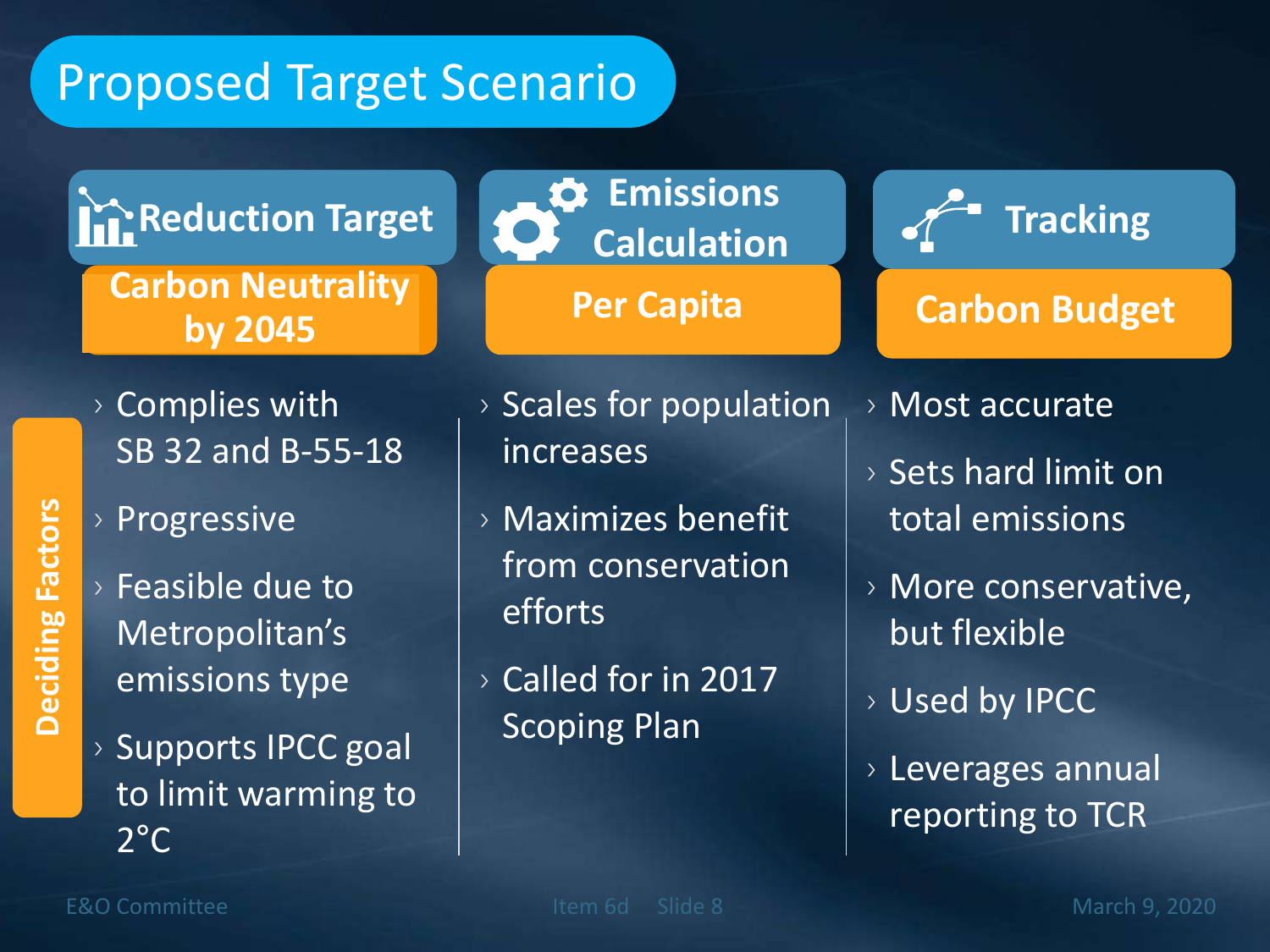# Proposed Target Scenario

## Reduction Target

**Carbon Neutrality by 2045**

**Deciding Factors**

- Complies with SB 32 and B-55-18
- Progressive
- Feasible due to Metropolitan's emissions type
- Supports IPCC goal to limit warming to 2°C

## Emissions Calculation

**Per Capita**

- Scales for population increases
- Maximizes benefit from conservation efforts
- Called for in 2017 Scoping Plan

## Tracking

**Carbon Budget**

- Most accurate
- Sets hard limit on total emissions
- More conservative, but flexible
- Used by IPCC
- Leverages annual reporting to TCR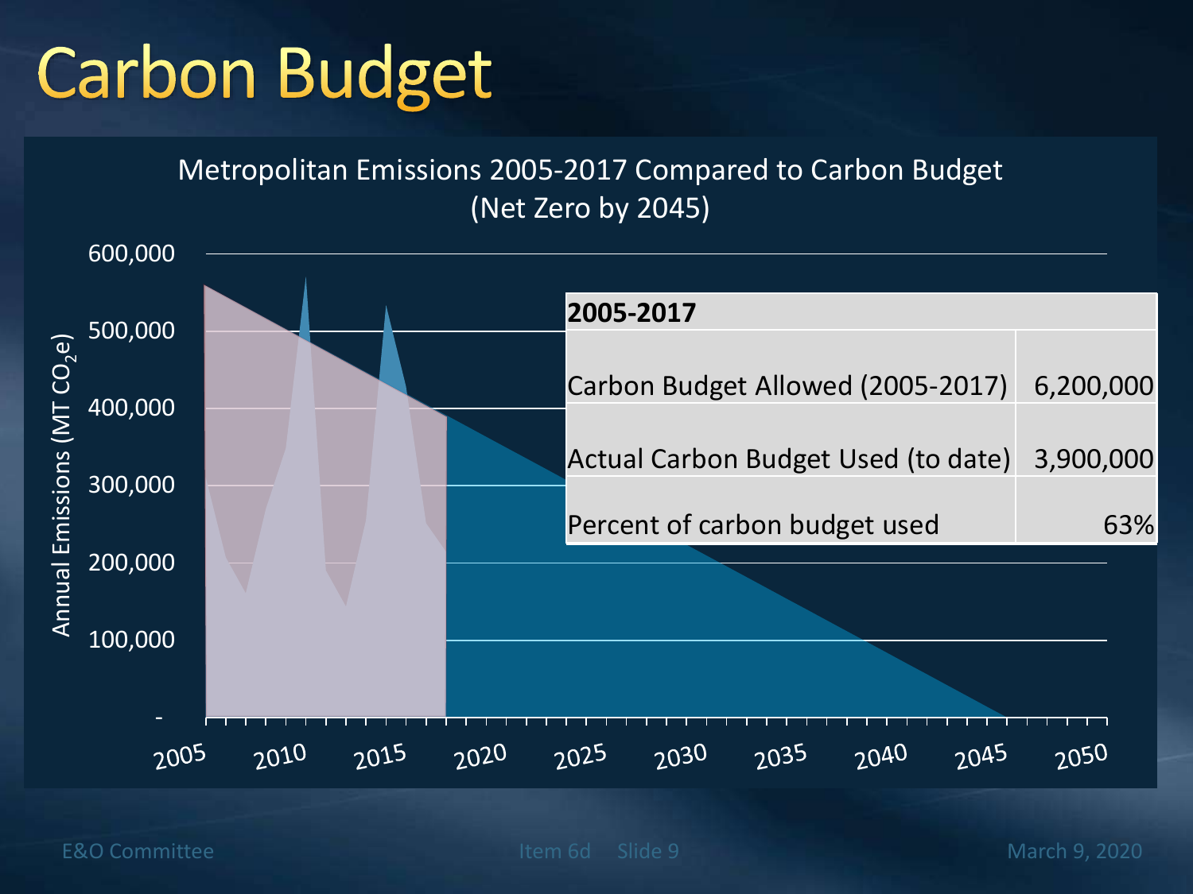# Carbon Budget

Metropolitan Emissions 2005-2017 Compared to Carbon Budget
(Net Zero by 2045)

| 2005-2017 | |
|---|---|
| Carbon Budget Allowed (2005-2017) | 6,200,000 |
| Actual Carbon Budget Used (to date) | 3,900,000 |
| Percent of carbon budget used | 63% |

Annual Emissions (MT $CO_2e$)

600,000
500,000
400,000
300,000
200,000
100,000
-

2005 2010 2015 2020 2025 2030 2035 2040 2045 2050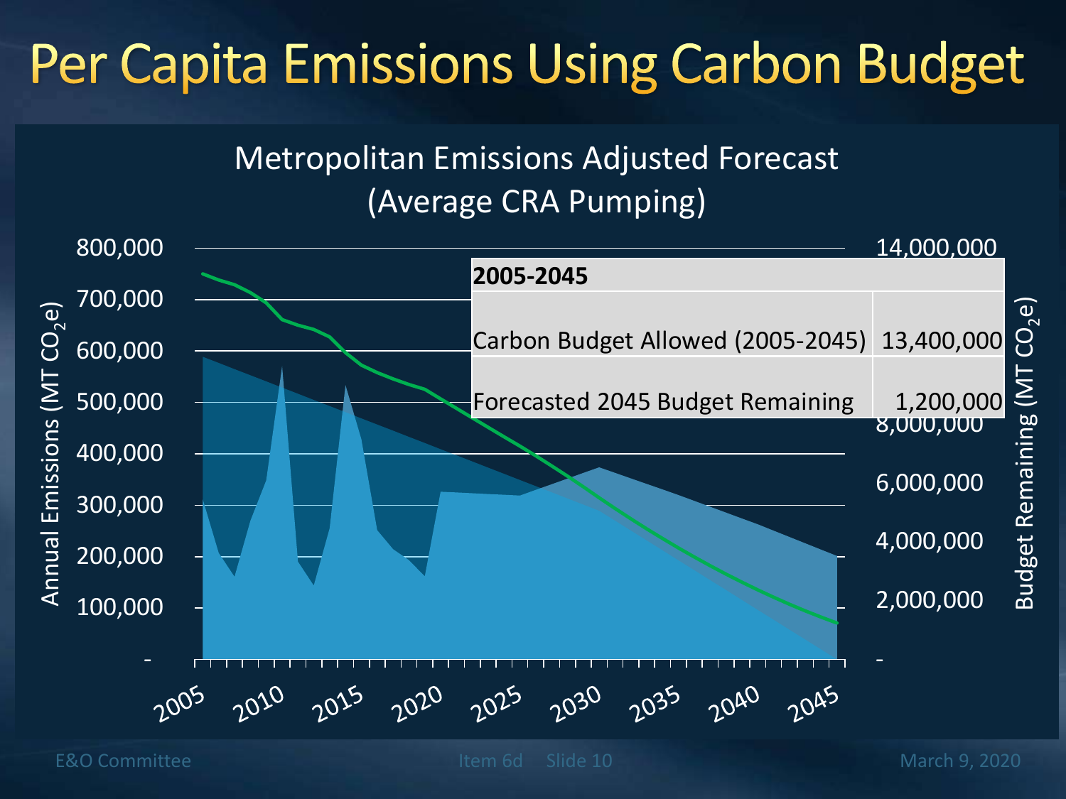# Per Capita Emissions Using Carbon Budget

Metropolitan Emissions Adjusted Forecast (Average CRA Pumping)

| 2005-2045 | |
|---|---|
| Carbon Budget Allowed (2005-2045) | 13,400,000 |
| Forecasted 2045 Budget Remaining | 1,200,000 |

Annual Emissions (MT $CO_2e$)

Budget Remaining (MT $CO_2e$)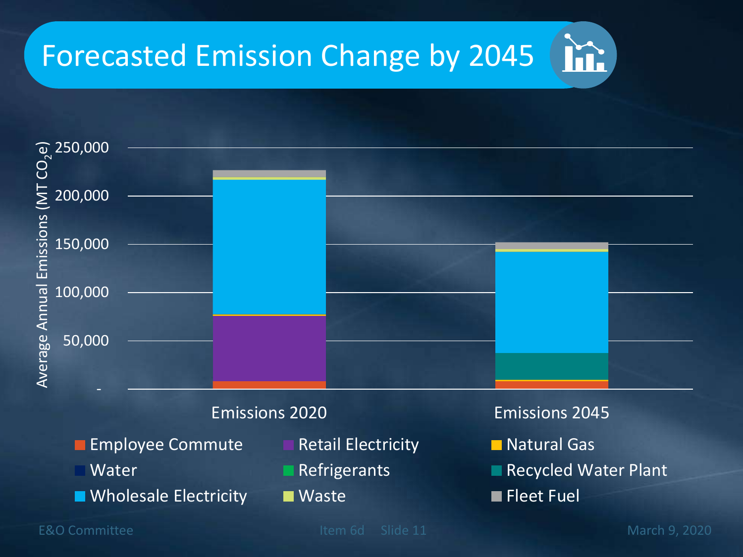# Forecasted Emission Change by 2045

Average Annual Emissions (MT $CO_2e$)

250,000
200,000
150,000
100,000
50,000
-

Emissions 2020

Emissions 2045

- Employee Commute
- Retail Electricity
- Natural Gas
- Water
- Refrigerants
- Recycled Water Plant
- Wholesale Electricity
- Waste
- Fleet Fuel

E&O Committee — Item 6d — Slide 11 — March 9, 2020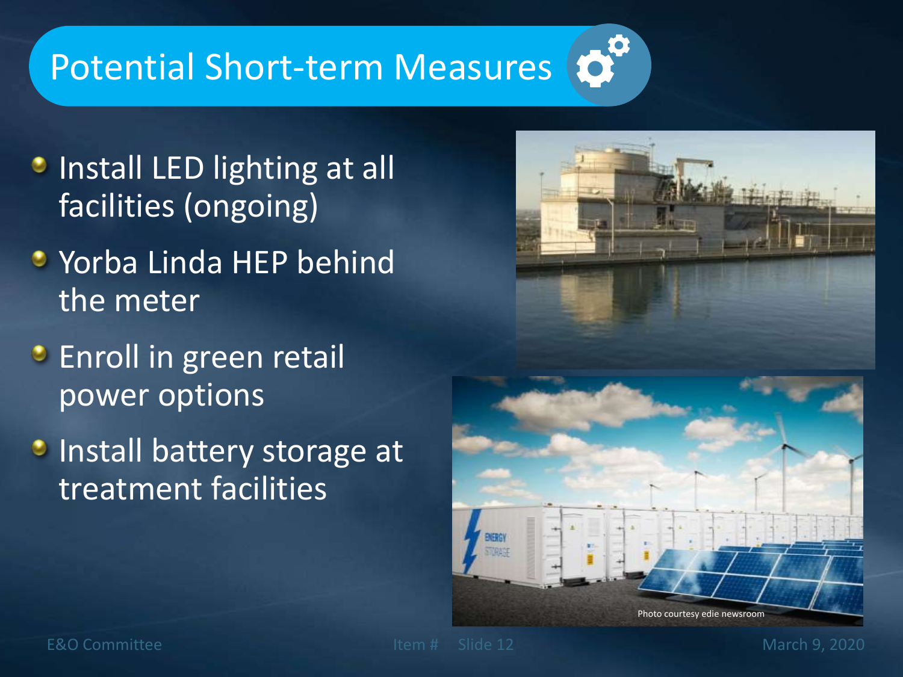# Potential Short-term Measures

- Install LED lighting at all facilities (ongoing)
- Yorba Linda HEP behind the meter
- Enroll in green retail power options
- Install battery storage at treatment facilities

Photo courtesy edie newsroom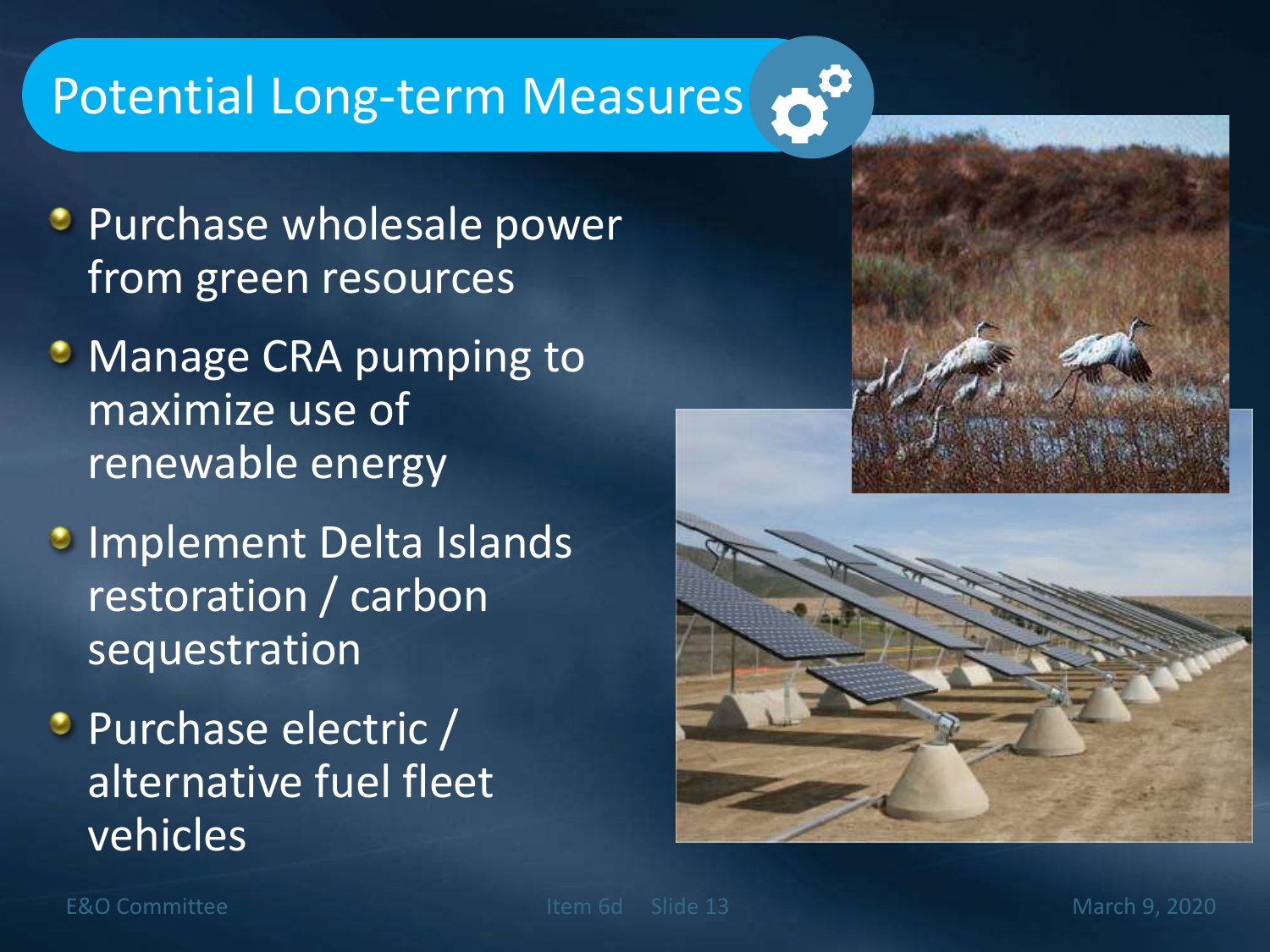# Potential Long-term Measures

- Purchase wholesale power from green resources
- Manage CRA pumping to maximize use of renewable energy
- Implement Delta Islands restoration / carbon sequestration
- Purchase electric / alternative fuel fleet vehicles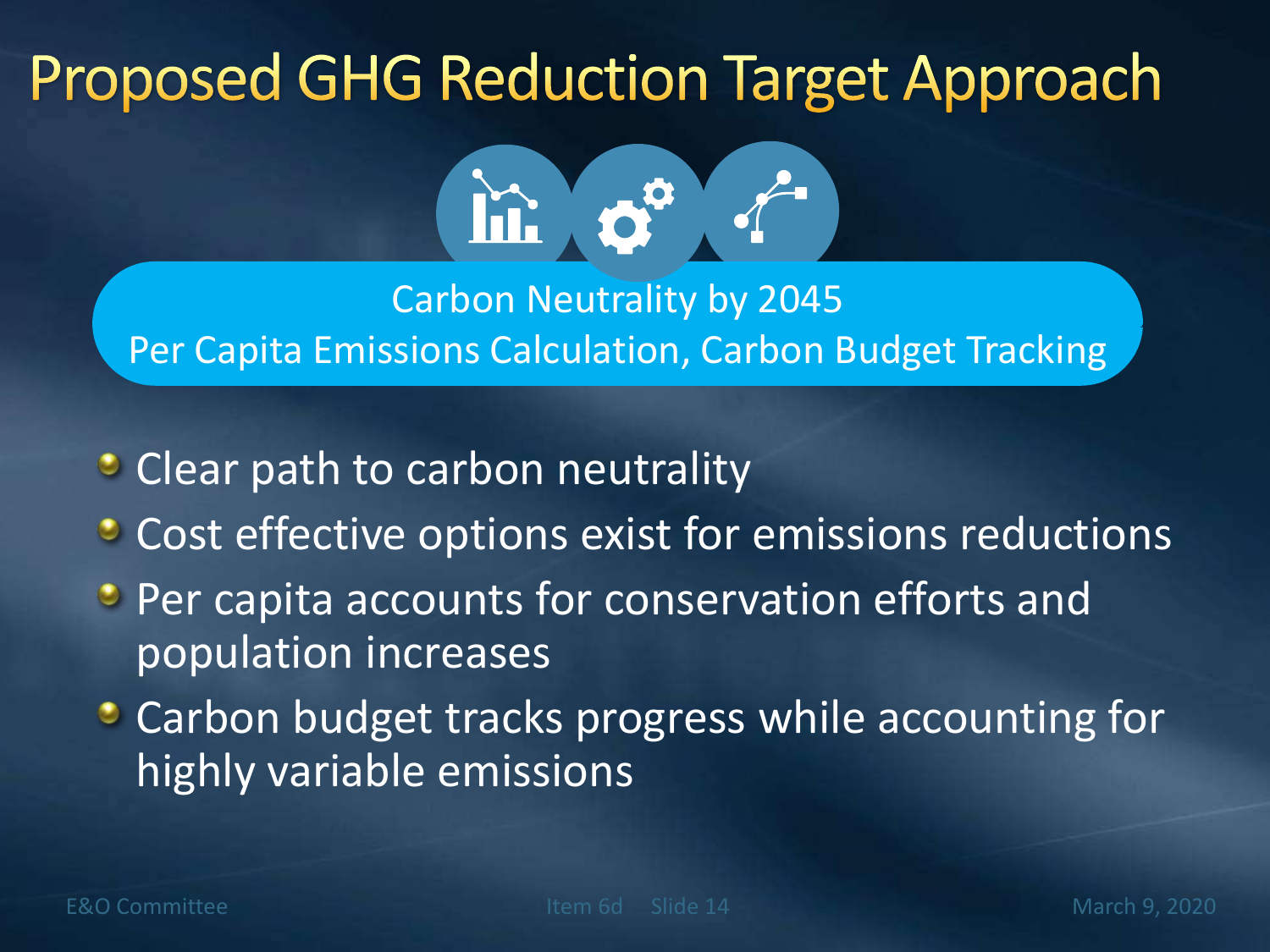# Proposed GHG Reduction Target Approach

Carbon Neutrality by 2045
Per Capita Emissions Calculation, Carbon Budget Tracking

- Clear path to carbon neutrality
- Cost effective options exist for emissions reductions
- Per capita accounts for conservation efforts and population increases
- Carbon budget tracks progress while accounting for highly variable emissions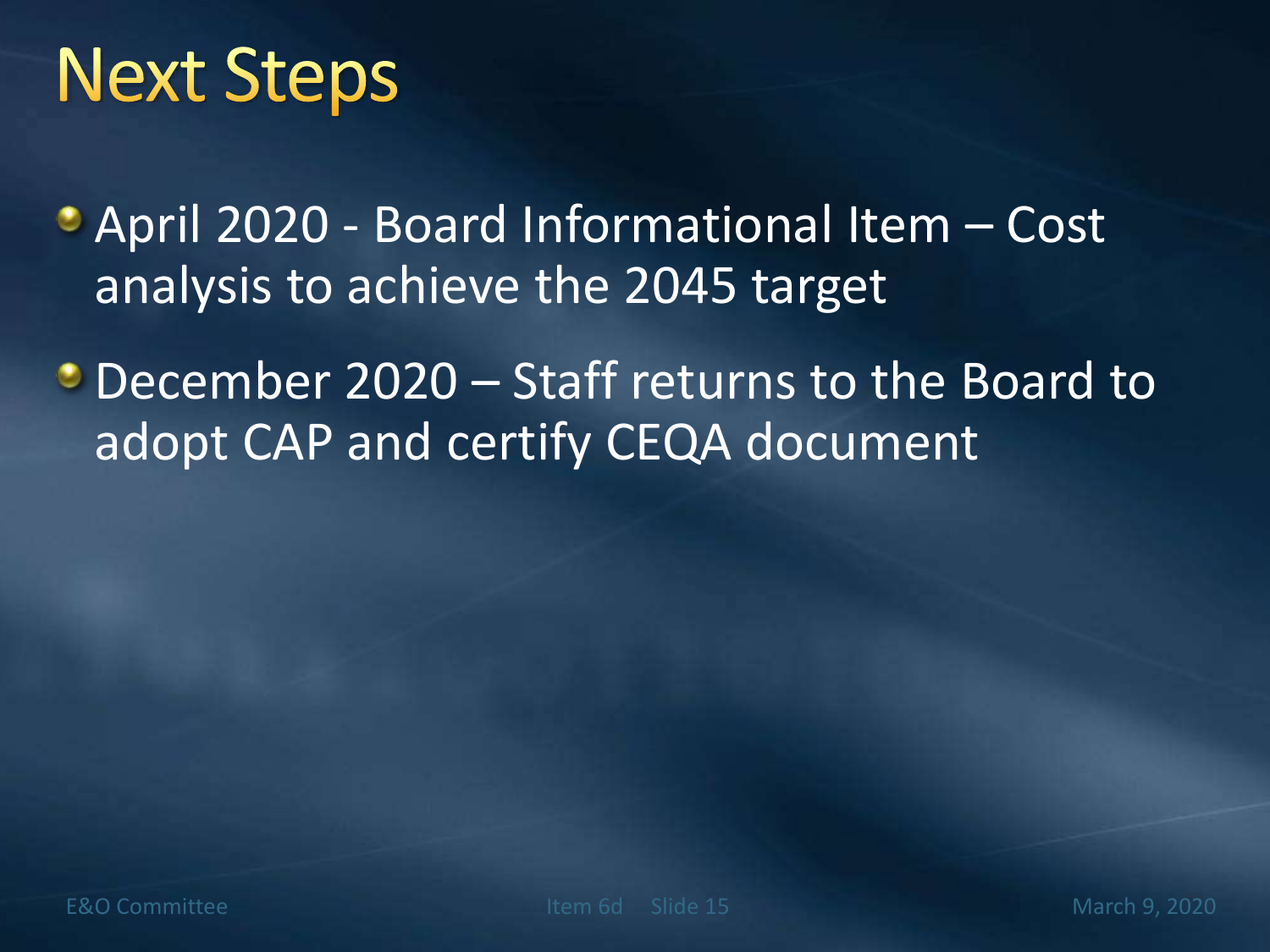# Next Steps

- April 2020 - Board Informational Item – Cost analysis to achieve the 2045 target
- December 2020 – Staff returns to the Board to adopt CAP and certify CEQA document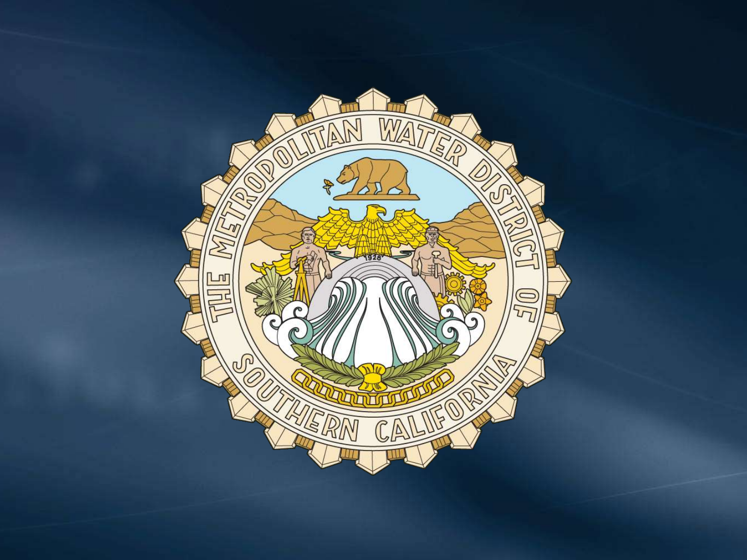THE METROPOLITAN WATER DISTRICT OF SOUTHERN CALIFORNIA

1928